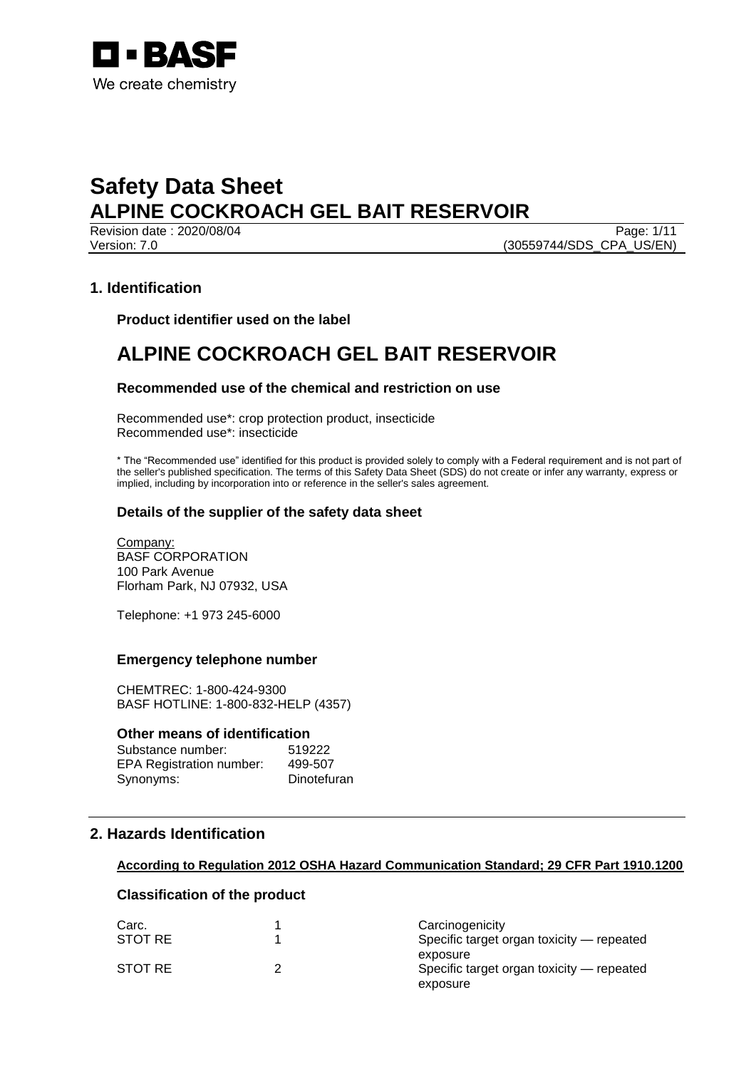BASF

We create chemistry

# Safety Data Sheet
# ALPINE COCKROACH GEL BAIT RESERVOIR

Revision date : 2020/08/04
Version: 7.0
(30559744/SDS_CPA_US/EN)

## 1. Identification

### Product identifier used on the label

# ALPINE COCKROACH GEL BAIT RESERVOIR

### Recommended use of the chemical and restriction on use

Recommended use*: crop protection product, insecticide
Recommended use*: insecticide

* The "Recommended use" identified for this product is provided solely to comply with a Federal requirement and is not part of the seller's published specification. The terms of this Safety Data Sheet (SDS) do not create or infer any warranty, express or implied, including by incorporation into or reference in the seller's sales agreement.

### Details of the supplier of the safety data sheet

Company:
BASF CORPORATION
100 Park Avenue
Florham Park, NJ 07932, USA

Telephone: +1 973 245-6000

### Emergency telephone number

CHEMTREC: 1-800-424-9300
BASF HOTLINE: 1-800-832-HELP (4357)

### Other means of identification

| | |
|---|---|
| Substance number: | 519222 |
| EPA Registration number: | 499-507 |
| Synonyms: | Dinotefuran |

## 2. Hazards Identification

**According to Regulation 2012 OSHA Hazard Communication Standard; 29 CFR Part 1910.1200**

### Classification of the product

| | | |
|---|---|---|
| Carc. | 1 | Carcinogenicity |
| STOT RE | 1 | Specific target organ toxicity — repeated exposure |
| STOT RE | 2 | Specific target organ toxicity — repeated exposure |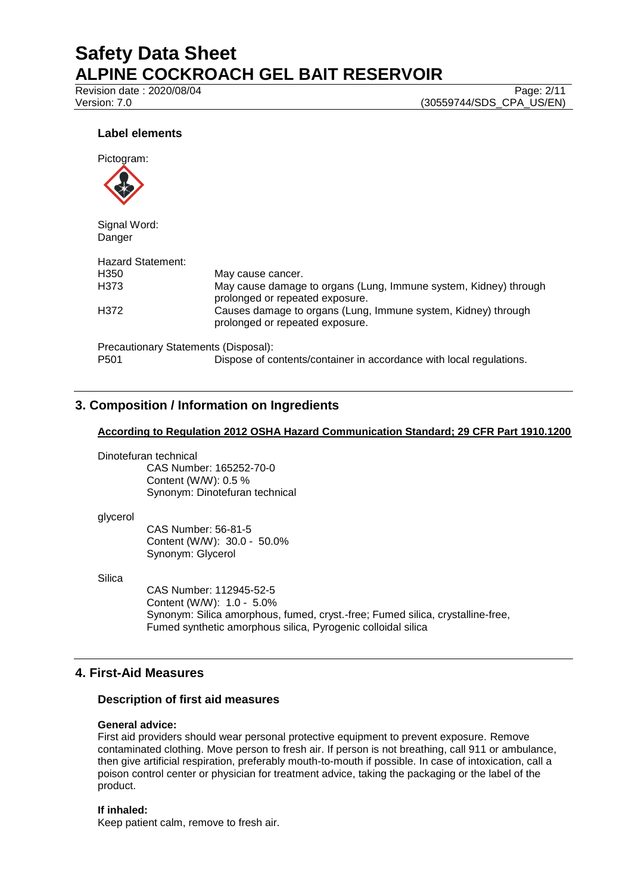### Label elements

Pictogram:

Signal Word:
Danger

Hazard Statement:

| | |
|---|---|
| H350 | May cause cancer. |
| H373 | May cause damage to organs (Lung, Immune system, Kidney) through prolonged or repeated exposure. |
| H372 | Causes damage to organs (Lung, Immune system, Kidney) through prolonged or repeated exposure. |

Precautionary Statements (Disposal):

| | |
|---|---|
| P501 | Dispose of contents/container in accordance with local regulations. |

## 3. Composition / Information on Ingredients

**According to Regulation 2012 OSHA Hazard Communication Standard; 29 CFR Part 1910.1200**

Dinotefuran technical
CAS Number: 165252-70-0
Content (W/W): 0.5 %
Synonym: Dinotefuran technical

glycerol
CAS Number: 56-81-5
Content (W/W): 30.0 - 50.0%
Synonym: Glycerol

Silica
CAS Number: 112945-52-5
Content (W/W): 1.0 - 5.0%
Synonym: Silica amorphous, fumed, cryst.-free; Fumed silica, crystalline-free, Fumed synthetic amorphous silica, Pyrogenic colloidal silica

## 4. First-Aid Measures

### Description of first aid measures

**General advice:**
First aid providers should wear personal protective equipment to prevent exposure. Remove contaminated clothing. Move person to fresh air. If person is not breathing, call 911 or ambulance, then give artificial respiration, preferably mouth-to-mouth if possible. In case of intoxication, call a poison control center or physician for treatment advice, taking the packaging or the label of the product.

**If inhaled:**
Keep patient calm, remove to fresh air.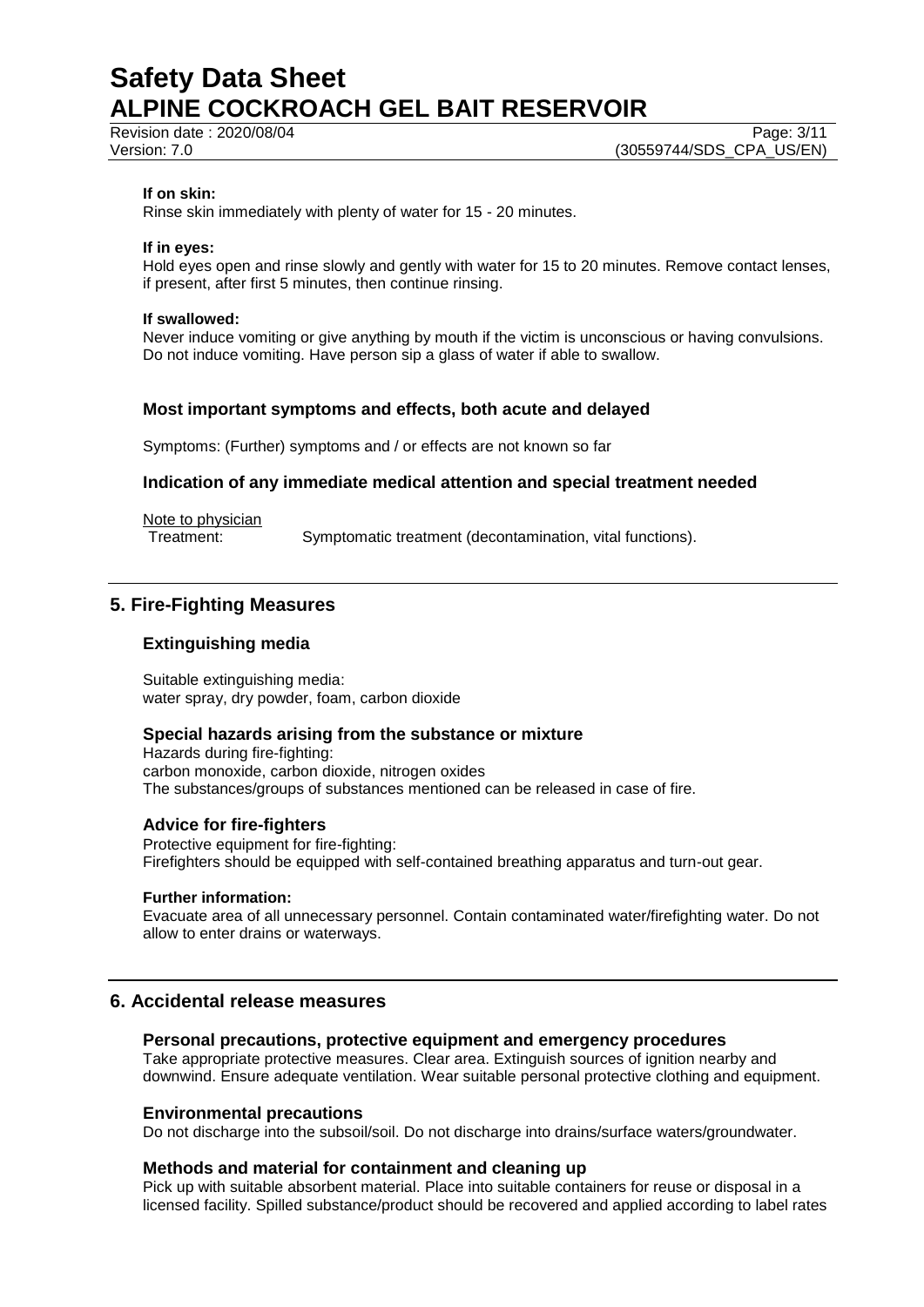**If on skin:**
Rinse skin immediately with plenty of water for 15 - 20 minutes.

**If in eyes:**
Hold eyes open and rinse slowly and gently with water for 15 to 20 minutes. Remove contact lenses, if present, after first 5 minutes, then continue rinsing.

**If swallowed:**
Never induce vomiting or give anything by mouth if the victim is unconscious or having convulsions. Do not induce vomiting. Have person sip a glass of water if able to swallow.

### Most important symptoms and effects, both acute and delayed

Symptoms: (Further) symptoms and / or effects are not known so far

### Indication of any immediate medical attention and special treatment needed

Note to physician
Treatment: Symptomatic treatment (decontamination, vital functions).

## 5. Fire-Fighting Measures

### Extinguishing media

Suitable extinguishing media:
water spray, dry powder, foam, carbon dioxide

### Special hazards arising from the substance or mixture

Hazards during fire-fighting:
carbon monoxide, carbon dioxide, nitrogen oxides
The substances/groups of substances mentioned can be released in case of fire.

### Advice for fire-fighters

Protective equipment for fire-fighting:
Firefighters should be equipped with self-contained breathing apparatus and turn-out gear.

**Further information:**
Evacuate area of all unnecessary personnel. Contain contaminated water/firefighting water. Do not allow to enter drains or waterways.

## 6. Accidental release measures

### Personal precautions, protective equipment and emergency procedures

Take appropriate protective measures. Clear area. Extinguish sources of ignition nearby and downwind. Ensure adequate ventilation. Wear suitable personal protective clothing and equipment.

### Environmental precautions

Do not discharge into the subsoil/soil. Do not discharge into drains/surface waters/groundwater.

### Methods and material for containment and cleaning up

Pick up with suitable absorbent material. Place into suitable containers for reuse or disposal in a licensed facility. Spilled substance/product should be recovered and applied according to label rates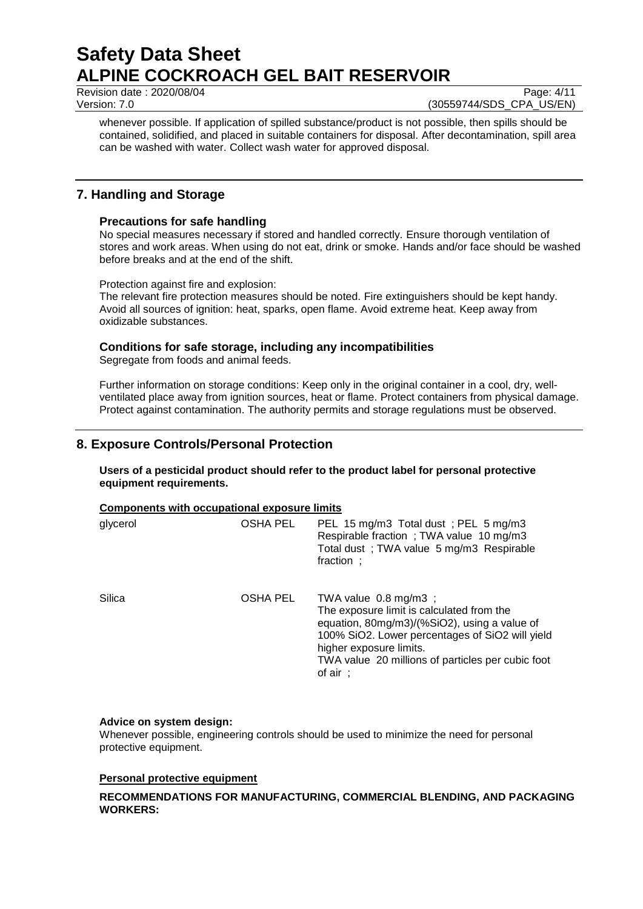whenever possible. If application of spilled substance/product is not possible, then spills should be contained, solidified, and placed in suitable containers for disposal. After decontamination, spill area can be washed with water. Collect wash water for approved disposal.

## 7. Handling and Storage

### Precautions for safe handling

No special measures necessary if stored and handled correctly. Ensure thorough ventilation of stores and work areas. When using do not eat, drink or smoke. Hands and/or face should be washed before breaks and at the end of the shift.

Protection against fire and explosion:
The relevant fire protection measures should be noted. Fire extinguishers should be kept handy. Avoid all sources of ignition: heat, sparks, open flame. Avoid extreme heat. Keep away from oxidizable substances.

### Conditions for safe storage, including any incompatibilities

Segregate from foods and animal feeds.

Further information on storage conditions: Keep only in the original container in a cool, dry, well-ventilated place away from ignition sources, heat or flame. Protect containers from physical damage. Protect against contamination. The authority permits and storage regulations must be observed.

## 8. Exposure Controls/Personal Protection

**Users of a pesticidal product should refer to the product label for personal protective equipment requirements.**

**Components with occupational exposure limits**

| | | |
|---|---|---|
| glycerol | OSHA PEL | PEL 15 mg/m3 Total dust ; PEL 5 mg/m3 Respirable fraction ; TWA value 10 mg/m3 Total dust ; TWA value 5 mg/m3 Respirable fraction ; |
| Silica | OSHA PEL | TWA value 0.8 mg/m3 ; The exposure limit is calculated from the equation, 80mg/m3)/(%SiO2), using a value of 100% SiO2. Lower percentages of SiO2 will yield higher exposure limits. TWA value 20 millions of particles per cubic foot of air ; |

**Advice on system design:**
Whenever possible, engineering controls should be used to minimize the need for personal protective equipment.

**Personal protective equipment**

**RECOMMENDATIONS FOR MANUFACTURING, COMMERCIAL BLENDING, AND PACKAGING WORKERS:**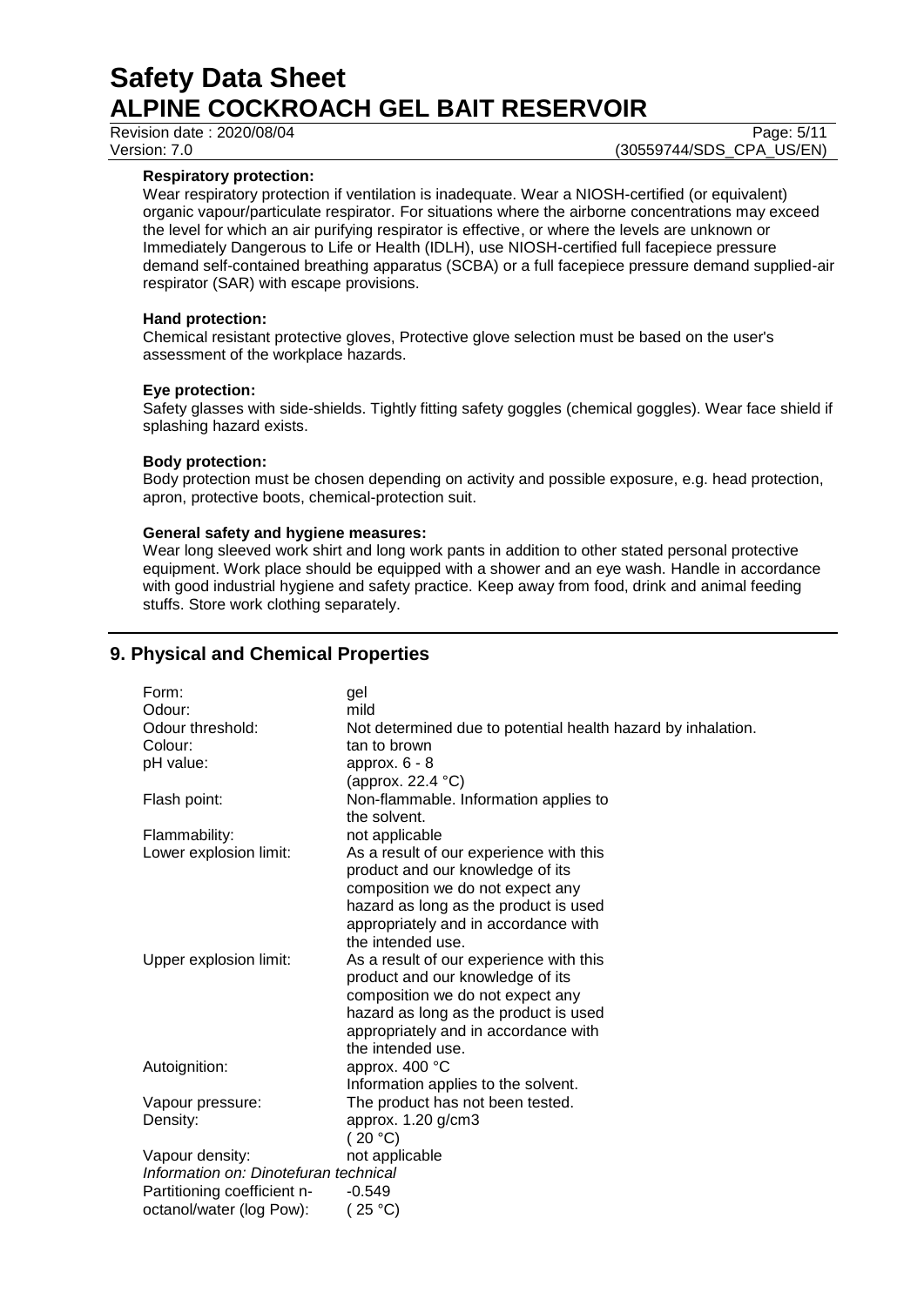**Respiratory protection:**

Wear respiratory protection if ventilation is inadequate. Wear a NIOSH-certified (or equivalent) organic vapour/particulate respirator. For situations where the airborne concentrations may exceed the level for which an air purifying respirator is effective, or where the levels are unknown or Immediately Dangerous to Life or Health (IDLH), use NIOSH-certified full facepiece pressure demand self-contained breathing apparatus (SCBA) or a full facepiece pressure demand supplied-air respirator (SAR) with escape provisions.

**Hand protection:**

Chemical resistant protective gloves, Protective glove selection must be based on the user's assessment of the workplace hazards.

**Eye protection:**

Safety glasses with side-shields. Tightly fitting safety goggles (chemical goggles). Wear face shield if splashing hazard exists.

**Body protection:**

Body protection must be chosen depending on activity and possible exposure, e.g. head protection, apron, protective boots, chemical-protection suit.

**General safety and hygiene measures:**

Wear long sleeved work shirt and long work pants in addition to other stated personal protective equipment. Work place should be equipped with a shower and an eye wash. Handle in accordance with good industrial hygiene and safety practice. Keep away from food, drink and animal feeding stuffs. Store work clothing separately.

## 9. Physical and Chemical Properties

| | |
|---|---|
| Form: | gel |
| Odour: | mild |
| Odour threshold: | Not determined due to potential health hazard by inhalation. |
| Colour: | tan to brown |
| pH value: | approx. 6 - 8 (approx. 22.4 °C) |
| Flash point: | Non-flammable. Information applies to the solvent. |
| Flammability: | not applicable |
| Lower explosion limit: | As a result of our experience with this product and our knowledge of its composition we do not expect any hazard as long as the product is used appropriately and in accordance with the intended use. |
| Upper explosion limit: | As a result of our experience with this product and our knowledge of its composition we do not expect any hazard as long as the product is used appropriately and in accordance with the intended use. |
| Autoignition: | approx. 400 °C Information applies to the solvent. |
| Vapour pressure: | The product has not been tested. |
| Density: | approx. 1.20 g/cm3 ( 20 °C) |
| Vapour density: | not applicable |
| *Information on: Dinotefuran technical* | |
| Partitioning coefficient n-octanol/water (log Pow): | -0.549 ( 25 °C) |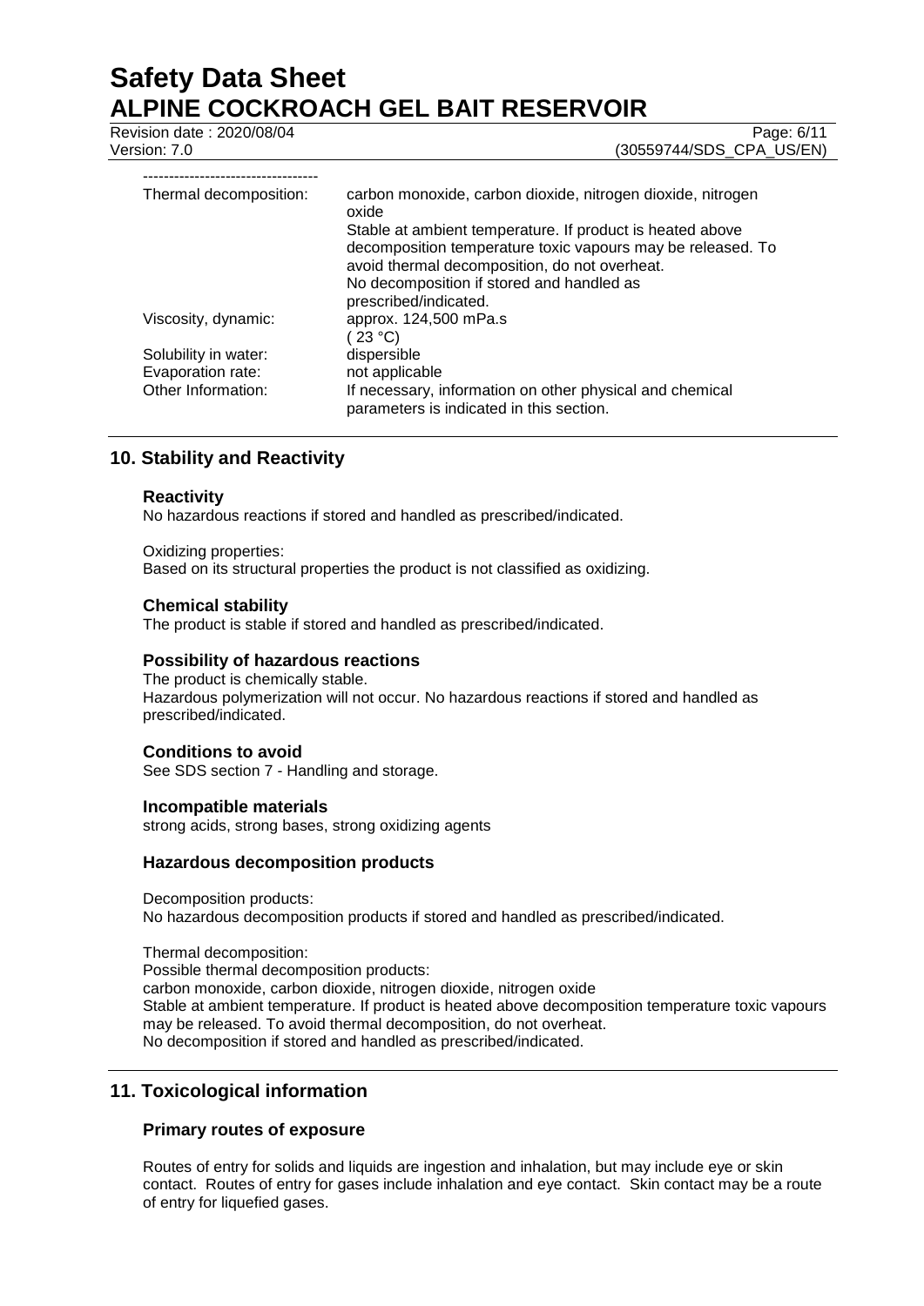| | |
|---|---|
| Thermal decomposition: | carbon monoxide, carbon dioxide, nitrogen dioxide, nitrogen oxide<br>Stable at ambient temperature. If product is heated above decomposition temperature toxic vapours may be released. To avoid thermal decomposition, do not overheat.<br>No decomposition if stored and handled as prescribed/indicated. |
| Viscosity, dynamic: | approx. 124,500 mPa.s<br>( 23 °C) |
| Solubility in water: | dispersible |
| Evaporation rate: | not applicable |
| Other Information: | If necessary, information on other physical and chemical parameters is indicated in this section. |

## 10. Stability and Reactivity

### Reactivity

No hazardous reactions if stored and handled as prescribed/indicated.

Oxidizing properties:
Based on its structural properties the product is not classified as oxidizing.

### Chemical stability

The product is stable if stored and handled as prescribed/indicated.

### Possibility of hazardous reactions

The product is chemically stable.
Hazardous polymerization will not occur. No hazardous reactions if stored and handled as prescribed/indicated.

### Conditions to avoid

See SDS section 7 - Handling and storage.

### Incompatible materials

strong acids, strong bases, strong oxidizing agents

### Hazardous decomposition products

Decomposition products:
No hazardous decomposition products if stored and handled as prescribed/indicated.

Thermal decomposition:
Possible thermal decomposition products:
carbon monoxide, carbon dioxide, nitrogen dioxide, nitrogen oxide
Stable at ambient temperature. If product is heated above decomposition temperature toxic vapours may be released. To avoid thermal decomposition, do not overheat.
No decomposition if stored and handled as prescribed/indicated.

## 11. Toxicological information

### Primary routes of exposure

Routes of entry for solids and liquids are ingestion and inhalation, but may include eye or skin contact. Routes of entry for gases include inhalation and eye contact. Skin contact may be a route of entry for liquefied gases.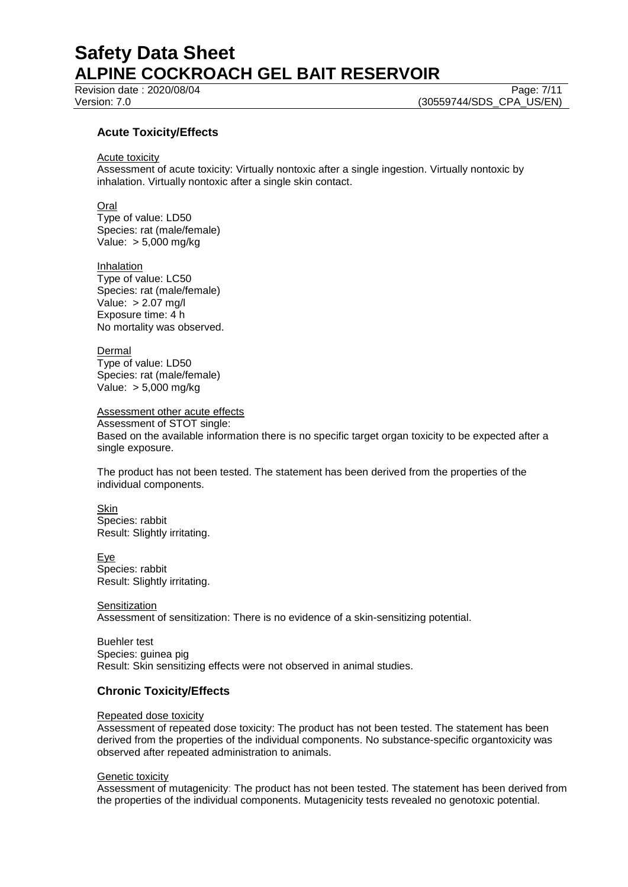## Acute Toxicity/Effects

Acute toxicity

Assessment of acute toxicity: Virtually nontoxic after a single ingestion. Virtually nontoxic by inhalation. Virtually nontoxic after a single skin contact.

Oral
Type of value: LD50
Species: rat (male/female)
Value: > 5,000 mg/kg

Inhalation
Type of value: LC50
Species: rat (male/female)
Value: > 2.07 mg/l
Exposure time: 4 h
No mortality was observed.

Dermal
Type of value: LD50
Species: rat (male/female)
Value: > 5,000 mg/kg

Assessment other acute effects
Assessment of STOT single:
Based on the available information there is no specific target organ toxicity to be expected after a single exposure.

The product has not been tested. The statement has been derived from the properties of the individual components.

Skin
Species: rabbit
Result: Slightly irritating.

Eye
Species: rabbit
Result: Slightly irritating.

Sensitization
Assessment of sensitization: There is no evidence of a skin-sensitizing potential.

Buehler test
Species: guinea pig
Result: Skin sensitizing effects were not observed in animal studies.

## Chronic Toxicity/Effects

Repeated dose toxicity

Assessment of repeated dose toxicity: The product has not been tested. The statement has been derived from the properties of the individual components. No substance-specific organtoxicity was observed after repeated administration to animals.

Genetic toxicity

Assessment of mutagenicity: The product has not been tested. The statement has been derived from the properties of the individual components. Mutagenicity tests revealed no genotoxic potential.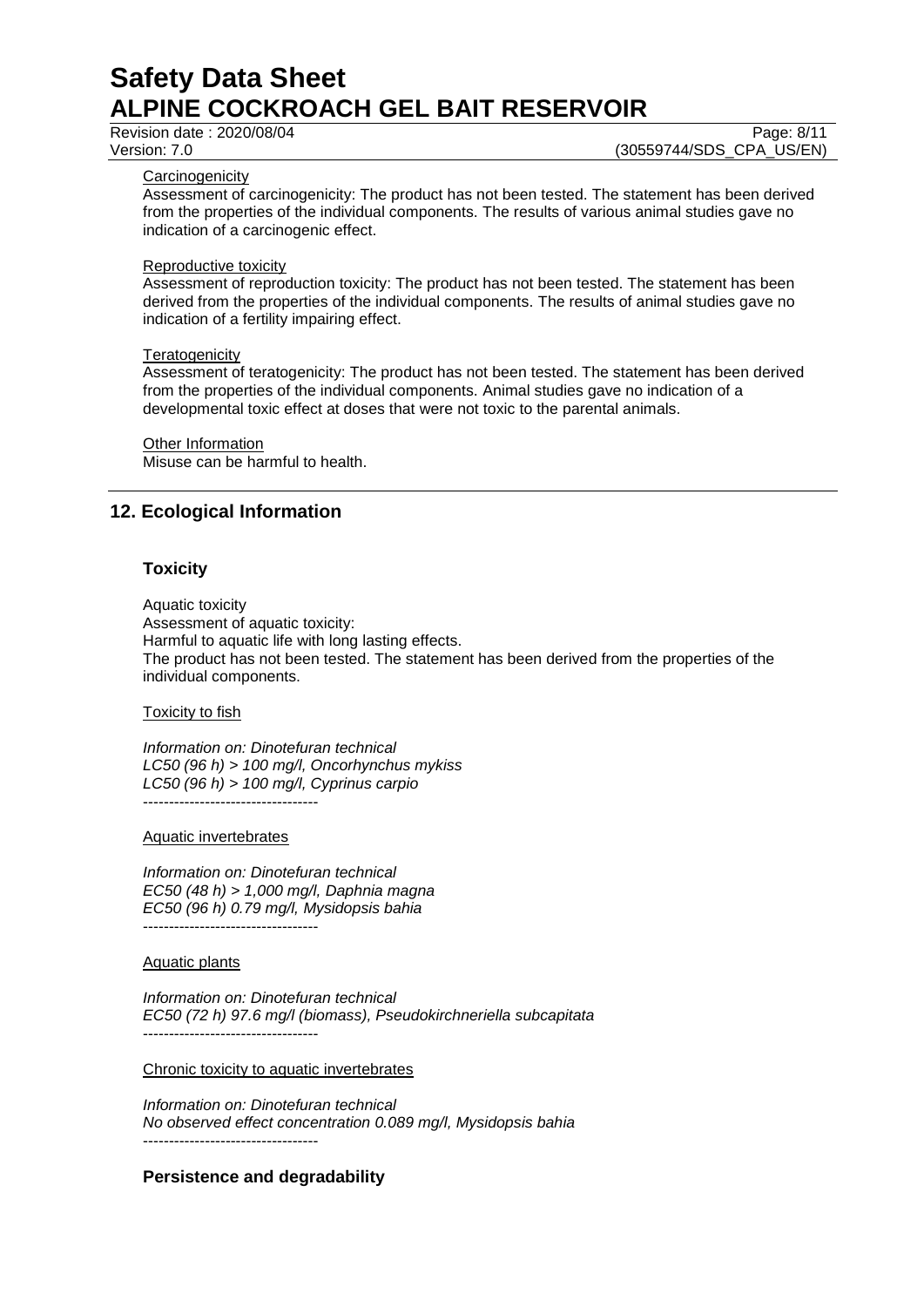Carcinogenicity

Assessment of carcinogenicity: The product has not been tested. The statement has been derived from the properties of the individual components. The results of various animal studies gave no indication of a carcinogenic effect.

Reproductive toxicity

Assessment of reproduction toxicity: The product has not been tested. The statement has been derived from the properties of the individual components. The results of animal studies gave no indication of a fertility impairing effect.

Teratogenicity

Assessment of teratogenicity: The product has not been tested. The statement has been derived from the properties of the individual components. Animal studies gave no indication of a developmental toxic effect at doses that were not toxic to the parental animals.

Other Information

Misuse can be harmful to health.

## 12. Ecological Information

### Toxicity

Aquatic toxicity
Assessment of aquatic toxicity:
Harmful to aquatic life with long lasting effects.
The product has not been tested. The statement has been derived from the properties of the individual components.

Toxicity to fish

*Information on: Dinotefuran technical*
*LC50 (96 h) > 100 mg/l, Oncorhynchus mykiss*
*LC50 (96 h) > 100 mg/l, Cyprinus carpio*
----------------------------------

Aquatic invertebrates

*Information on: Dinotefuran technical*
*EC50 (48 h) > 1,000 mg/l, Daphnia magna*
*EC50 (96 h) 0.79 mg/l, Mysidopsis bahia*
----------------------------------

Aquatic plants

*Information on: Dinotefuran technical*
*EC50 (72 h) 97.6 mg/l (biomass), Pseudokirchneriella subcapitata*
----------------------------------

Chronic toxicity to aquatic invertebrates

*Information on: Dinotefuran technical*
*No observed effect concentration 0.089 mg/l, Mysidopsis bahia*
----------------------------------

### Persistence and degradability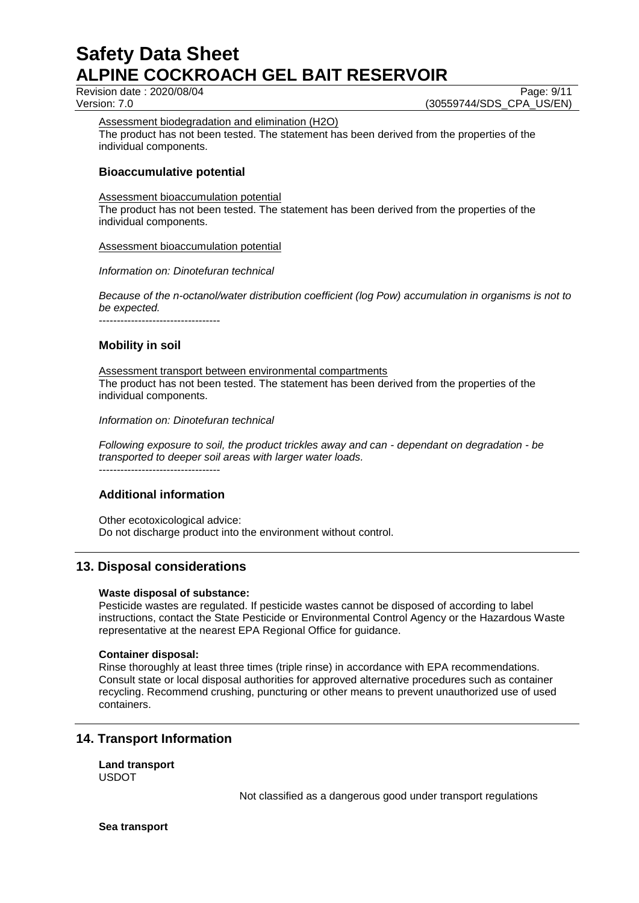Assessment biodegradation and elimination ($H_2O$)

The product has not been tested. The statement has been derived from the properties of the individual components.

### Bioaccumulative potential

Assessment bioaccumulation potential

The product has not been tested. The statement has been derived from the properties of the individual components.

Assessment bioaccumulation potential

*Information on: Dinotefuran technical*

*Because of the n-octanol/water distribution coefficient (log Pow) accumulation in organisms is not to be expected.*

----------------------------------

### Mobility in soil

Assessment transport between environmental compartments

The product has not been tested. The statement has been derived from the properties of the individual components.

*Information on: Dinotefuran technical*

*Following exposure to soil, the product trickles away and can - dependant on degradation - be transported to deeper soil areas with larger water loads.*

----------------------------------

### Additional information

Other ecotoxicological advice:
Do not discharge product into the environment without control.

## 13. Disposal considerations

**Waste disposal of substance:**

Pesticide wastes are regulated. If pesticide wastes cannot be disposed of according to label instructions, contact the State Pesticide or Environmental Control Agency or the Hazardous Waste representative at the nearest EPA Regional Office for guidance.

**Container disposal:**

Rinse thoroughly at least three times (triple rinse) in accordance with EPA recommendations. Consult state or local disposal authorities for approved alternative procedures such as container recycling. Recommend crushing, puncturing or other means to prevent unauthorized use of used containers.

## 14. Transport Information

**Land transport**
USDOT

Not classified as a dangerous good under transport regulations

**Sea transport**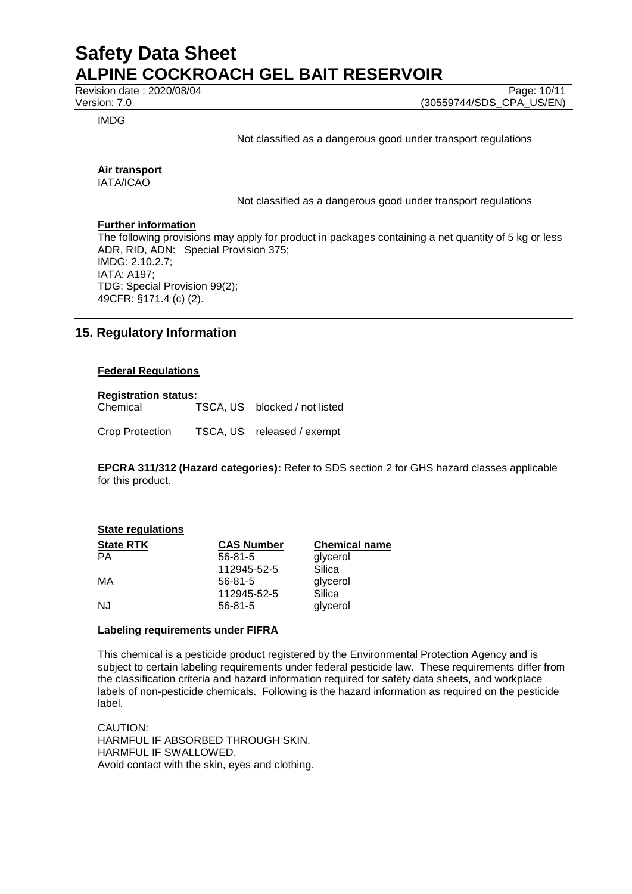IMDG

Not classified as a dangerous good under transport regulations

**Air transport**
IATA/ICAO

Not classified as a dangerous good under transport regulations

**Further information**

The following provisions may apply for product in packages containing a net quantity of 5 kg or less
ADR, RID, ADN: Special Provision 375;
IMDG: 2.10.2.7;
IATA: A197;
TDG: Special Provision 99(2);
49CFR: §171.4 (c) (2).

## 15. Regulatory Information

**Federal Regulations**

**Registration status:**

| | | |
|---|---|---|
| Chemical | TSCA, US | blocked / not listed |
| Crop Protection | TSCA, US | released / exempt |

**EPCRA 311/312 (Hazard categories):** Refer to SDS section 2 for GHS hazard classes applicable for this product.

**State regulations**

| State RTK | CAS Number | Chemical name |
|---|---|---|
| PA | 56-81-5 | glycerol |
| | 112945-52-5 | Silica |
| MA | 56-81-5 | glycerol |
| | 112945-52-5 | Silica |
| NJ | 56-81-5 | glycerol |

**Labeling requirements under FIFRA**

This chemical is a pesticide product registered by the Environmental Protection Agency and is subject to certain labeling requirements under federal pesticide law. These requirements differ from the classification criteria and hazard information required for safety data sheets, and workplace labels of non-pesticide chemicals. Following is the hazard information as required on the pesticide label.

CAUTION:
HARMFUL IF ABSORBED THROUGH SKIN.
HARMFUL IF SWALLOWED.
Avoid contact with the skin, eyes and clothing.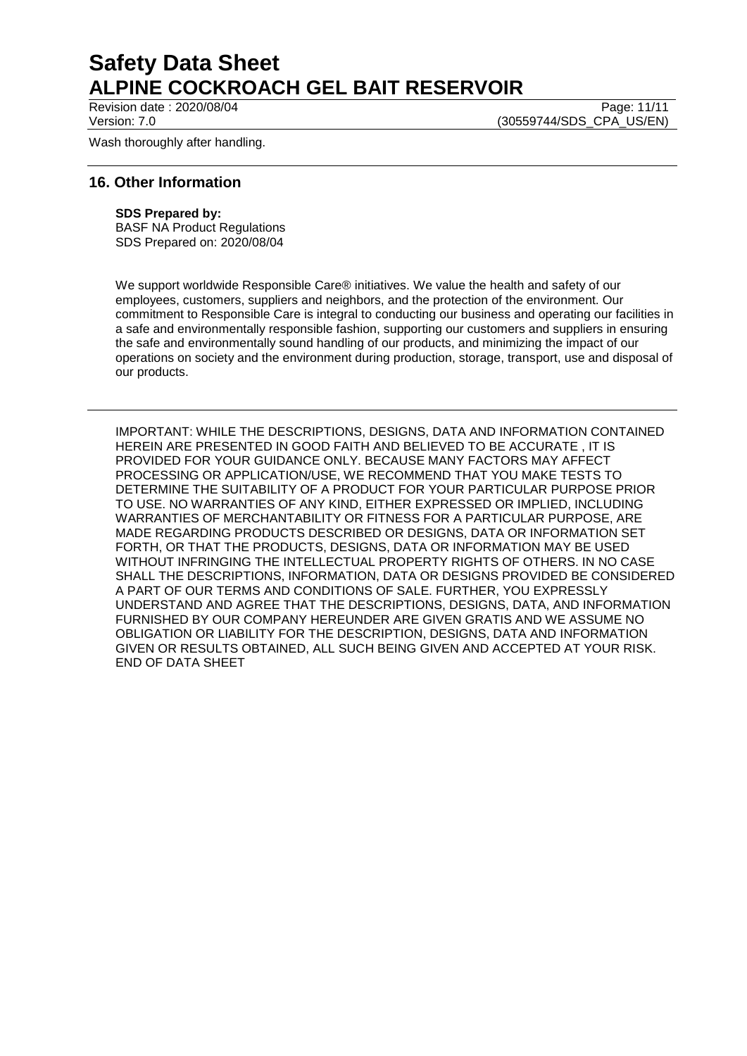Wash thoroughly after handling.

## 16. Other Information

**SDS Prepared by:**
BASF NA Product Regulations
SDS Prepared on: 2020/08/04

We support worldwide Responsible Care® initiatives. We value the health and safety of our employees, customers, suppliers and neighbors, and the protection of the environment. Our commitment to Responsible Care is integral to conducting our business and operating our facilities in a safe and environmentally responsible fashion, supporting our customers and suppliers in ensuring the safe and environmentally sound handling of our products, and minimizing the impact of our operations on society and the environment during production, storage, transport, use and disposal of our products.

---

IMPORTANT: WHILE THE DESCRIPTIONS, DESIGNS, DATA AND INFORMATION CONTAINED HEREIN ARE PRESENTED IN GOOD FAITH AND BELIEVED TO BE ACCURATE , IT IS PROVIDED FOR YOUR GUIDANCE ONLY. BECAUSE MANY FACTORS MAY AFFECT PROCESSING OR APPLICATION/USE, WE RECOMMEND THAT YOU MAKE TESTS TO DETERMINE THE SUITABILITY OF A PRODUCT FOR YOUR PARTICULAR PURPOSE PRIOR TO USE. NO WARRANTIES OF ANY KIND, EITHER EXPRESSED OR IMPLIED, INCLUDING WARRANTIES OF MERCHANTABILITY OR FITNESS FOR A PARTICULAR PURPOSE, ARE MADE REGARDING PRODUCTS DESCRIBED OR DESIGNS, DATA OR INFORMATION SET FORTH, OR THAT THE PRODUCTS, DESIGNS, DATA OR INFORMATION MAY BE USED WITHOUT INFRINGING THE INTELLECTUAL PROPERTY RIGHTS OF OTHERS. IN NO CASE SHALL THE DESCRIPTIONS, INFORMATION, DATA OR DESIGNS PROVIDED BE CONSIDERED A PART OF OUR TERMS AND CONDITIONS OF SALE. FURTHER, YOU EXPRESSLY UNDERSTAND AND AGREE THAT THE DESCRIPTIONS, DESIGNS, DATA, AND INFORMATION FURNISHED BY OUR COMPANY HEREUNDER ARE GIVEN GRATIS AND WE ASSUME NO OBLIGATION OR LIABILITY FOR THE DESCRIPTION, DESIGNS, DATA AND INFORMATION GIVEN OR RESULTS OBTAINED, ALL SUCH BEING GIVEN AND ACCEPTED AT YOUR RISK.
END OF DATA SHEET